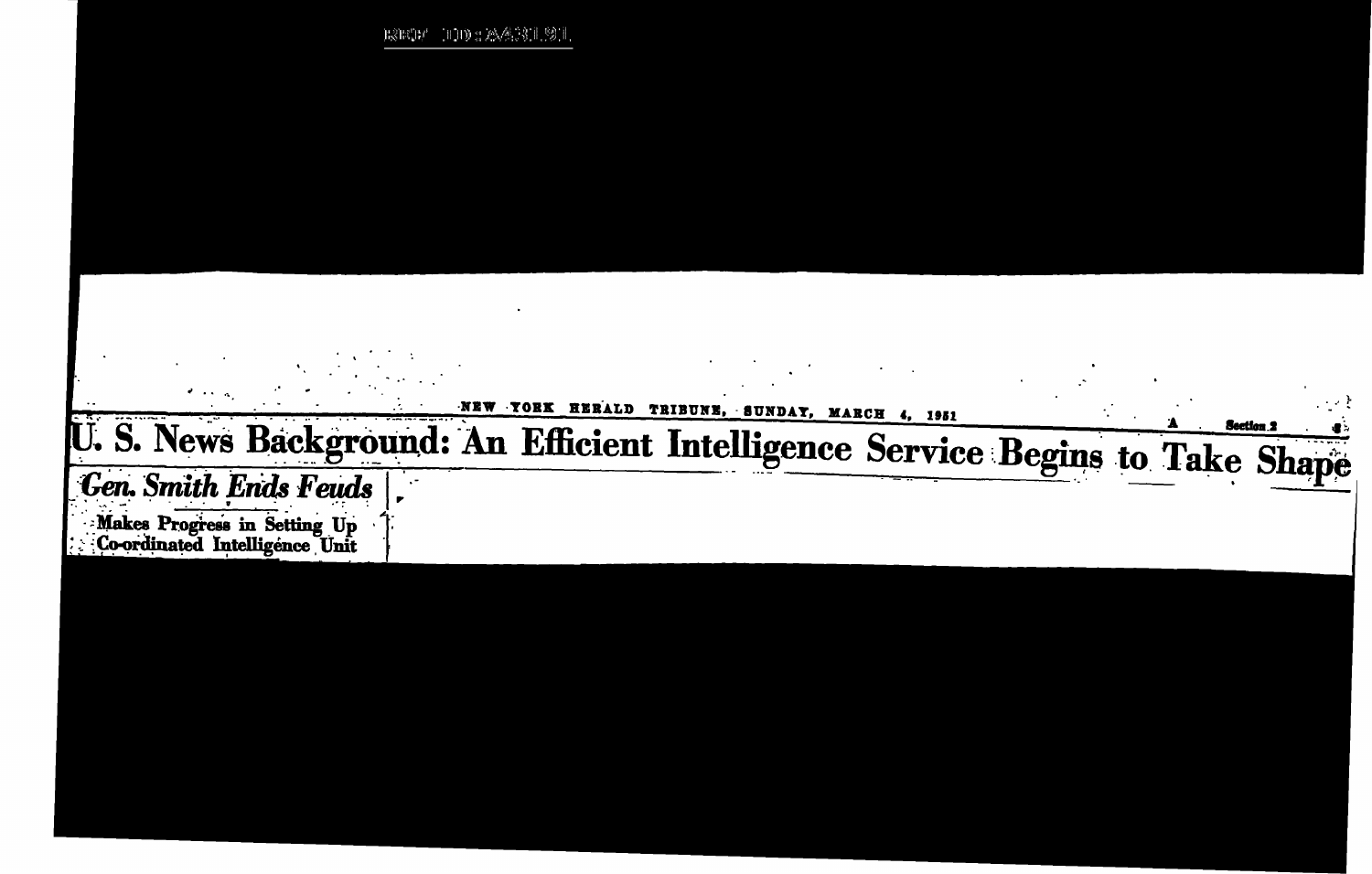REF ID:A431911

NEW YORK HERALD TRIBUNE, SUNDAY, MARCH 4, 1951

# U. S. News Background: An Efficient Intelligence Service Begins to Take Shape

## *Gen. Smith Ends Feuds*

### Makes Progress in Setting Up Co-ordinated Intelligence Unit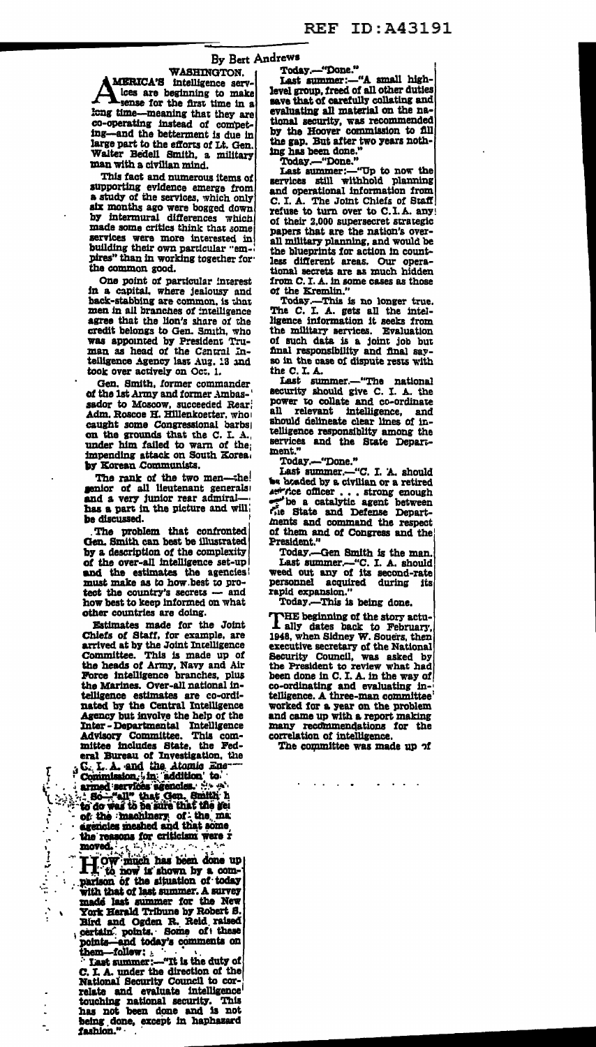By Bert Andrews

WASHINGTON.

AMERICA'S intelligence services are beginning to make sense for the first time in a long time—meaning that they are co-operating instead of competing—and the betterment is due in large part to the efforts of Lt. Gen. Walter Bedell Smith, a military man with a civilian mind.

This fact and numerous items of supporting evidence emerge from a study of the services, which only six months ago were bogged down by intermural differences which made some critics think that some services were more interested in building their own particular "empires" than in working together for the common good.

One point of particular interest in a capital, where jealousy and back-stabbing are common, is that men in all branches of intelligence agree that the lion's share of the credit belongs to Gen. Smith, who was appointed by President Truman as head of the Central Intelligence Agency last Aug. 18 and took over actively on Oct. 1.

Gen. Smith, former commander of the 1st Army and former Ambassador to Moscow, succeeded Rear Adm. Roscoe H. Hillenkoetter, who caught some Congressional barbs on the grounds that the C. I. A., under him failed to warn of the impending attack on South Korea by Korean Communists.

The rank of the two men—the senior of all lieutenant generals and a very junior rear admiral—has a part in the picture and will be discussed.

The problem that confronted Gen. Smith can best be illustrated by a description of the complexity of the over-all intelligence set-up and the estimates the agencies must make as to how best to protect the country's secrets — and how best to keep informed on what other countries are doing.

Estimates made for the Joint Chiefs of Staff, for example, are arrived at by the Joint Intelligence Committee. This is made up of the heads of Army, Navy and Air Force intelligence branches, plus the Marines. Over-all national intelligence estimates are co-ordinated by the Central Intelligence Agency but involve the help of the Inter-Departmental Intelligence Advisory Committee. This committee includes State, the Federal Bureau of Investigation, the C. I. A. and the Atomic Energy Commission, in addition to armed services agencies.

So—"all" that Gen. Smith had to do was to be sure that the gears of the machinery of the many agencies meshed and that some of the reasons for criticism were removed.

HOW much has been done up to now is shown by a comparison of the situation of today with that of last summer. A survey made last summer for the New York Herald Tribune by Robert S. Bird and Ogden R. Reid raised certain points. Some of these points—and today's comments on them—follow:

Last summer:—"It is the duty of C. I. A. under the direction of the National Security Council to correlate and evaluate intelligence touching national security. This has not been done and is not being done, except in haphazard fashion."

Today.—"Done."

Last summer:—"A small high-level group, freed of all other duties save that of carefully collating and evaluating all material on the national security, was recommended by the Hoover commission to fill the gap. But after two years nothing has been done."

Today.—"Done."

Last summer:—"Up to now the services still withhold planning and operational information from C. I. A. The Joint Chiefs of Staff refuse to turn over to C. I. A. any of their 2,000 supersecret strategic papers that are the nation's over-all military planning, and would be the blueprints for action in countless different areas. Our operational secrets are as much hidden from C. I. A. in some cases as those of the Kremlin."

Today.—This is no longer true. The C. I. A. gets all the intelligence information it seeks from the military services. Evaluation of such data is a joint job but final responsibility and final say-so in the case of dispute rests with the C. I. A.

Last summer.—"The national security should give C. I. A. the power to collate and co-ordinate all relevant intelligence, and should delineate clear lines of intelligence responsibility among the services and the State Department."

Today.—"Done."

Last summer.—"C. I. A. should be headed by a civilian or a retired service officer . . . strong enough to be a catalytic agent between the State and Defense Departments and command the respect of them and of Congress and the President."

Today.—Gen Smith is the man.

Last summer.—"C. I. A. should weed out any of its second-rate personnel acquired during its rapid expansion."

Today.—This is being done.

THE beginning of the story actually dates back to February, 1948, when Sidney W. Souers, then executive secretary of the National Security Council, was asked by the President to review what had been done in C. I. A. in the way of co-ordinating and evaluating intelligence. A three-man committee worked for a year on the problem and came up with a report making many recommendations for the correlation of intelligence.

The committee was made up of

. . . . . . . .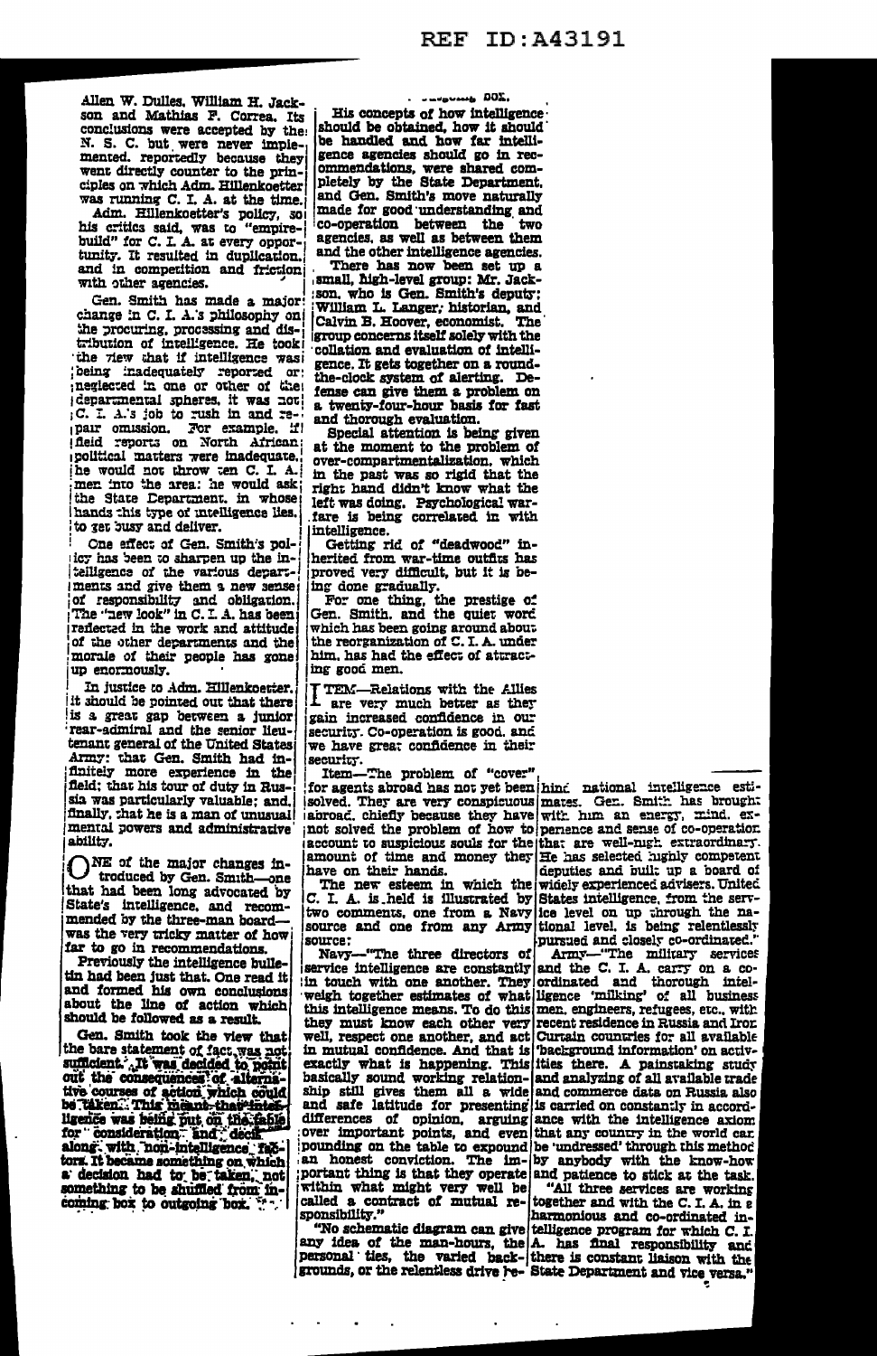Allen W. Dulles, William H. Jackson and Mathias F. Correa. Its conclusions were accepted by the N. S. C. but were never implemented, reportedly because they went directly counter to the principles on which Adm. Hillenkoetter was running C. I. A. at the time.

Adm. Hillenkoetter's policy, so his critics said, was to "empire-build" for C. I. A. at every opportunity. It resulted in duplication, and in competition and friction with other agencies.

Gen. Smith has made a major change in C. I. A.'s philosophy on the procuring, processing and distribution of intelligence. He took the view that if intelligence was being inadequately reported or neglected in one or other of the departmental spheres, it was not C. I. A.'s job to rush in and repair omission. For example, if field reports on North African political matters were inadequate, he would not throw ten C. I. A. men into the area: he would ask the State Department, in whose hands this type of intelligence lies, to get busy and deliver.

One effect of Gen. Smith's policy has been to sharpen up the intelligence of the various departments and give them a new sense of responsibility and obligation. The "new look" in C. I. A. has been reflected in the work and attitude of the other departments and the morale of their people has gone up enormously.

In justice to Adm. Hillenkoetter, it should be pointed out that there is a great gap between a junior rear-admiral and the senior lieutenant general of the United States Army: that Gen. Smith had infinitely more experience in the field; that his tour of duty in Russia was particularly valuable; and, finally, that he is a man of unusual mental powers and administrative ability.

ONE of the major changes introduced by Gen. Smith—one that had been long advocated by State's intelligence, and recommended by the three-man board—was the very tricky matter of how far to go in recommendations.

Previously the intelligence bulletin had been just that. One read it and formed his own conclusions about the line of action which should be followed as a result.

Gen. Smith took the view that the bare statement of fact was not sufficient. It was decided to point out the consequences of alternative courses of action which could be taken. This meant that intelligence was being put on the table for consideration and decision along with non-intelligence factors. It became something on which a decision had to be taken, not something to be shuffled from incoming box to outgoing box.

His concepts of how intelligence should be obtained, how it should be handled and how far intelligence agencies should go in recommendations, were shared completely by the State Department, and Gen. Smith's move naturally made for good understanding and co-operation between the two agencies, as well as between them and the other intelligence agencies.

There has now been set up a small, high-level group: Mr. Jackson, who is Gen. Smith's deputy; William L. Langer, historian, and Calvin B. Hoover, economist. The group concerns itself solely with the collation and evaluation of intelligence. It gets together on a round-the-clock system of alerting. Defense can give them a problem on a twenty-four-hour basis for fast and thorough evaluation.

Special attention is being given at the moment to the problem of over-compartmentalization, which in the past was so rigid that the right hand didn't know what the left was doing. Psychological warfare is being correlated in with intelligence.

Getting rid of "deadwood" inherited from war-time outfits has proved very difficult, but it is being done gradually.

For one thing, the prestige of Gen. Smith, and the quiet word which has been going around about the reorganization of C. I. A. under him, has had the effect of attracting good men.

ITEM—Relations with the Allies are very much better as they gain increased confidence in our security. Co-operation is good, and we have great confidence in their security.

Item—The problem of "cover" for agents abroad has not yet been solved. They are very conspicuous abroad, chiefly because they have not solved the problem of how to account to suspicious souls for the amount of time and money they have on their hands.

The new esteem in which the C. I. A. is held is illustrated by two comments, one from a Navy source and one from any Army source:

Navy—"The three directors of service intelligence are constantly in touch with one another. They weigh together estimates of what this intelligence means. To do this they must know each other very well, respect one another, and act in mutual confidence. And that is exactly what is happening. This basically sound working relationship still gives them all a wide and safe latitude for presenting differences of opinion, arguing over important points, and even pounding on the table to expound an honest conviction. The important thing is that they operate within what might very well be called a contract of mutual responsibility."

"No schematic diagram can give any idea of the man-hours, the personal ties, the varied backgrounds, or the relentless drive behind national intelligence estimates. Gen. Smith has brought with him an energy, mind, experience and sense of co-operation that are well-nigh extraordinary. He has selected highly competent deputies and built up a board of widely experienced advisers. United States intelligence, from the service level on up through the national level, is being relentlessly pursued and closely co-ordinated."

Army—"The military services and the C. I. A. carry on a co-ordinated and thorough intelligence 'milking' of all business men, engineers, refugees, etc., with recent residence in Russia and Iron Curtain countries for all available 'background information' on activities there. A painstaking study and analyzing of all available trade and commerce data on Russia also is carried on constantly in accordance with the intelligence axiom that any country in the world can be 'undressed' through this method by anybody with the know-how and patience to stick at the task.

"All three services are working together and with the C. I. A. in a harmonious and co-ordinated intelligence program for which C. I. A. has final responsibility and there is constant liaison with the State Department and vice versa."